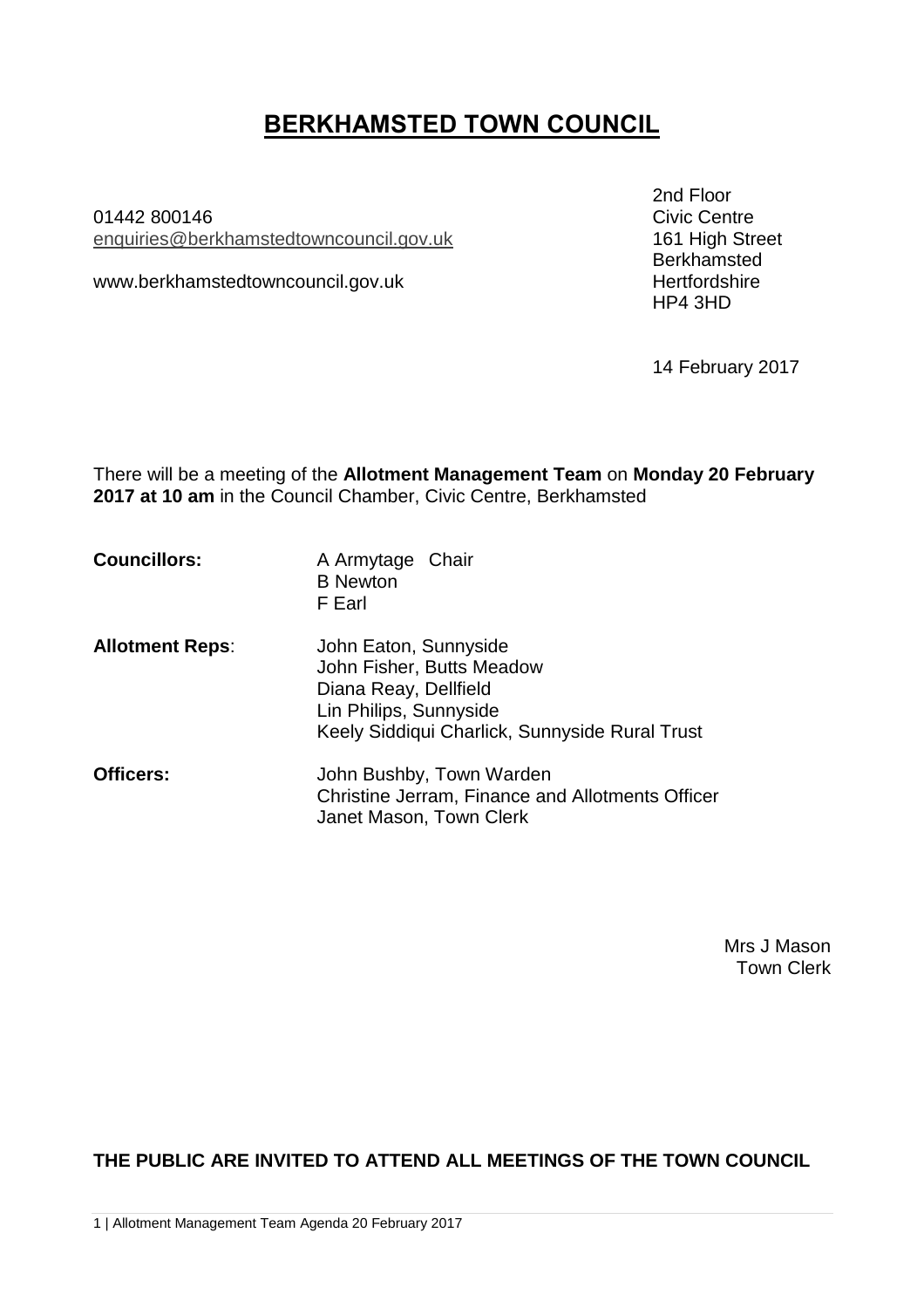# BERKHAMSTED TOWN COUNCIL

01442 800146
enquiries@berkhamstedtowncouncil.gov.uk

www.berkhamstedtowncouncil.gov.uk

2nd Floor
Civic Centre
161 High Street
Berkhamsted
Hertfordshire
HP4 3HD

14 February 2017

There will be a meeting of the **Allotment Management Team** on **Monday 20 February 2017 at 10 am** in the Council Chamber, Civic Centre, Berkhamsted

**Councillors:**
A Armytage Chair
B Newton
F Earl

**Allotment Reps**:
John Eaton, Sunnyside
John Fisher, Butts Meadow
Diana Reay, Dellfield
Lin Philips, Sunnyside
Keely Siddiqui Charlick, Sunnyside Rural Trust

**Officers:**
John Bushby, Town Warden
Christine Jerram, Finance and Allotments Officer
Janet Mason, Town Clerk

Mrs J Mason
Town Clerk

**THE PUBLIC ARE INVITED TO ATTEND ALL MEETINGS OF THE TOWN COUNCIL**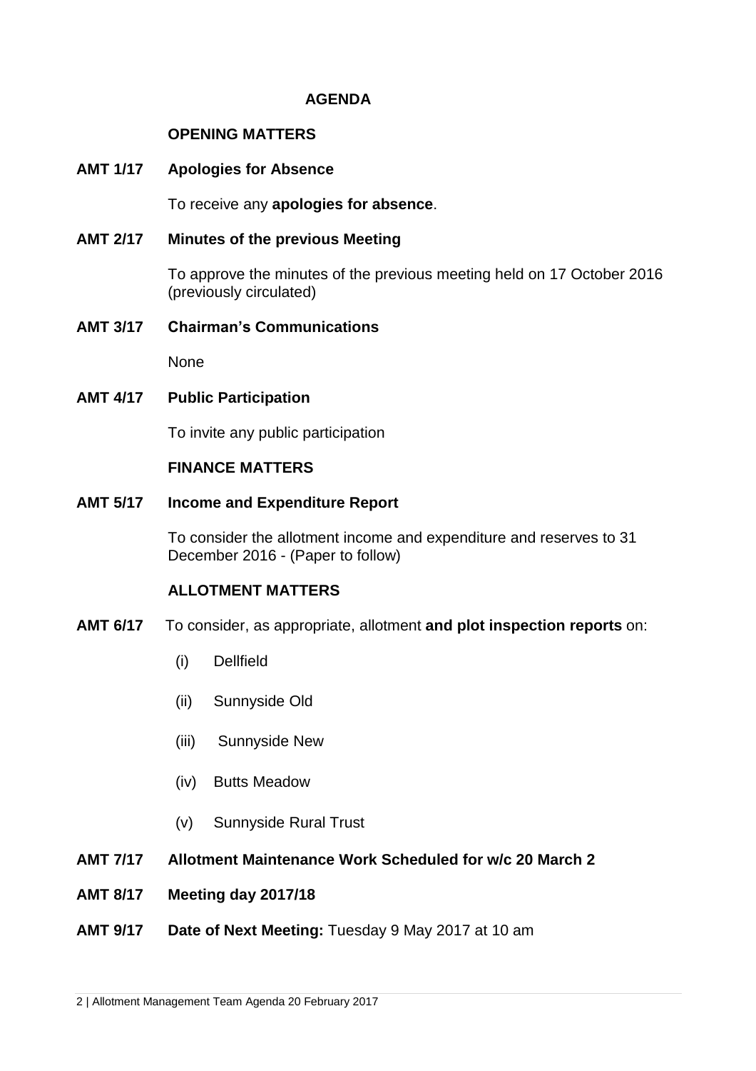## AGENDA

### OPENING MATTERS

**AMT 1/17 Apologies for Absence**

To receive any **apologies for absence**.

**AMT 2/17 Minutes of the previous Meeting**

To approve the minutes of the previous meeting held on 17 October 2016 (previously circulated)

**AMT 3/17 Chairman's Communications**

None

**AMT 4/17 Public Participation**

To invite any public participation

### FINANCE MATTERS

**AMT 5/17 Income and Expenditure Report**

To consider the allotment income and expenditure and reserves to 31 December 2016 - (Paper to follow)

### ALLOTMENT MATTERS

**AMT 6/17** To consider, as appropriate, allotment **and plot inspection reports** on:

(i) Dellfield

(ii) Sunnyside Old

(iii) Sunnyside New

(iv) Butts Meadow

(v) Sunnyside Rural Trust

**AMT 7/17 Allotment Maintenance Work Scheduled for w/c 20 March 2**

**AMT 8/17 Meeting day 2017/18**

**AMT 9/17 Date of Next Meeting:** Tuesday 9 May 2017 at 10 am